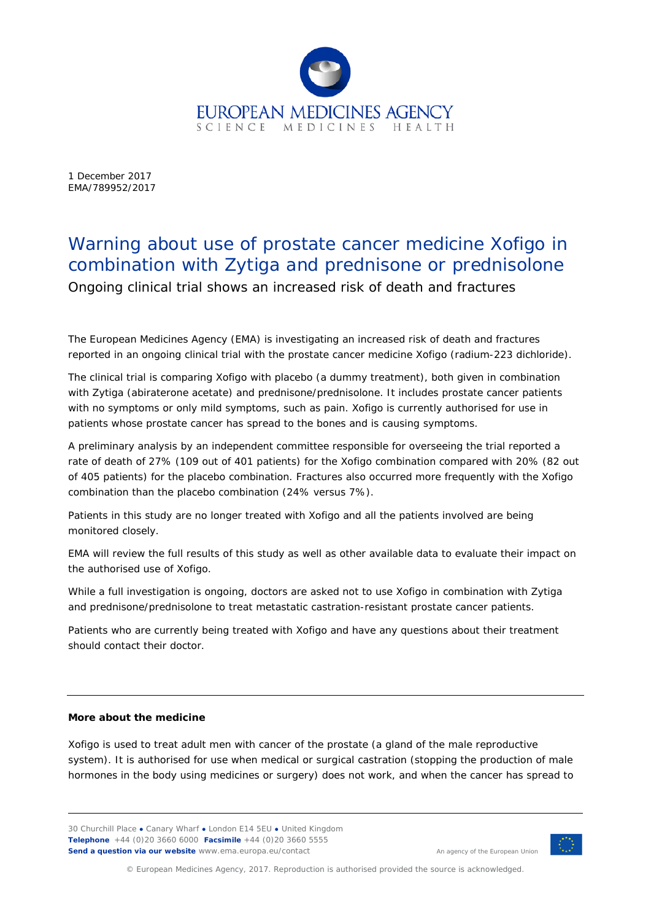1 December 2017
EMA/789952/2017

# Warning about use of prostate cancer medicine Xofigo in combination with Zytiga and prednisone or prednisolone

## Ongoing clinical trial shows an increased risk of death and fractures

The European Medicines Agency (EMA) is investigating an increased risk of death and fractures reported in an ongoing clinical trial with the prostate cancer medicine Xofigo (radium-223 dichloride).

The clinical trial is comparing Xofigo with placebo (a dummy treatment), both given in combination with Zytiga (abiraterone acetate) and prednisone/prednisolone. It includes prostate cancer patients with no symptoms or only mild symptoms, such as pain. Xofigo is currently authorised for use in patients whose prostate cancer has spread to the bones and is causing symptoms.

A preliminary analysis by an independent committee responsible for overseeing the trial reported a rate of death of 27% (109 out of 401 patients) for the Xofigo combination compared with 20% (82 out of 405 patients) for the placebo combination. Fractures also occurred more frequently with the Xofigo combination than the placebo combination (24% versus 7%).

Patients in this study are no longer treated with Xofigo and all the patients involved are being monitored closely.

EMA will review the full results of this study as well as other available data to evaluate their impact on the authorised use of Xofigo.

While a full investigation is ongoing, doctors are asked not to use Xofigo in combination with Zytiga and prednisone/prednisolone to treat metastatic castration-resistant prostate cancer patients.

Patients who are currently being treated with Xofigo and have any questions about their treatment should contact their doctor.

---

**More about the medicine**

Xofigo is used to treat adult men with cancer of the prostate (a gland of the male reproductive system). It is authorised for use when medical or surgical castration (stopping the production of male hormones in the body using medicines or surgery) does not work, and when the cancer has spread to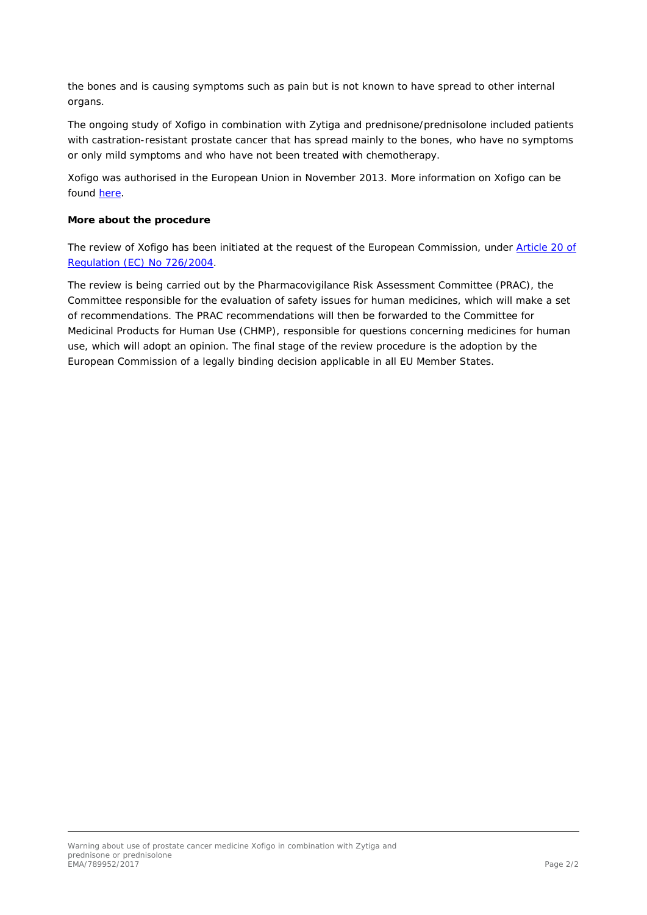the bones and is causing symptoms such as pain but is not known to have spread to other internal organs.

The ongoing study of Xofigo in combination with Zytiga and prednisone/prednisolone included patients with castration-resistant prostate cancer that has spread mainly to the bones, who have no symptoms or only mild symptoms and who have not been treated with chemotherapy.

Xofigo was authorised in the European Union in November 2013. More information on Xofigo can be found [here](#).

**More about the procedure**

The review of Xofigo has been initiated at the request of the European Commission, under [Article 20 of Regulation (EC) No 726/2004](#).

The review is being carried out by the Pharmacovigilance Risk Assessment Committee (PRAC), the Committee responsible for the evaluation of safety issues for human medicines, which will make a set of recommendations. The PRAC recommendations will then be forwarded to the Committee for Medicinal Products for Human Use (CHMP), responsible for questions concerning medicines for human use, which will adopt an opinion. The final stage of the review procedure is the adoption by the European Commission of a legally binding decision applicable in all EU Member States.